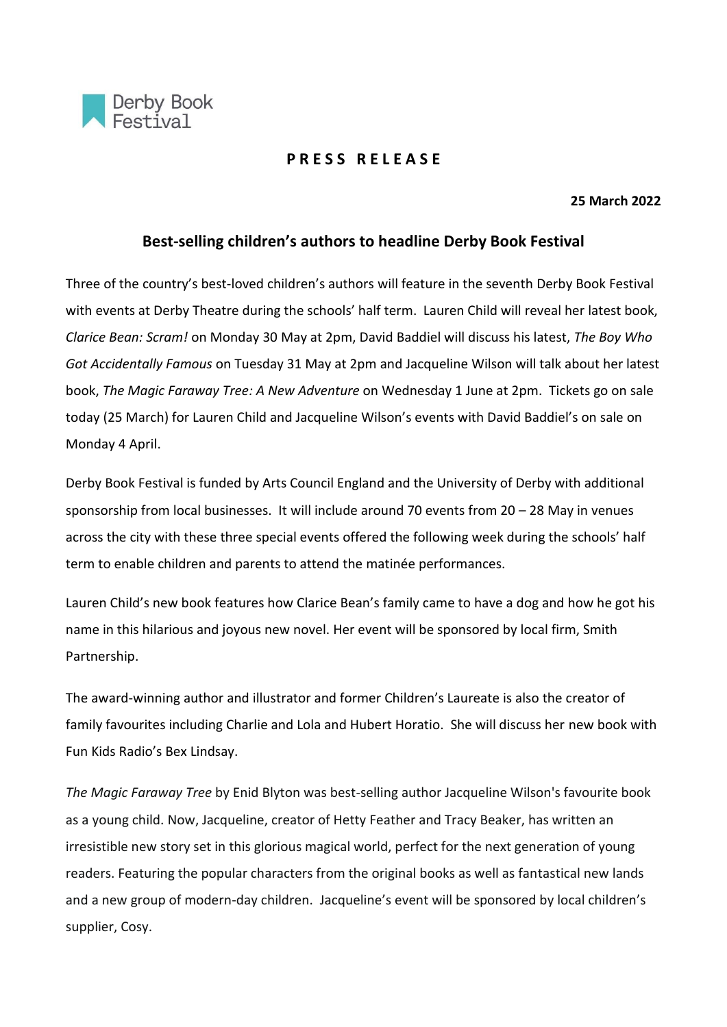Derby Book Festival

**P R E S S  R E L E A S E**

**25 March 2022**

## Best-selling children's authors to headline Derby Book Festival

Three of the country's best-loved children's authors will feature in the seventh Derby Book Festival with events at Derby Theatre during the schools' half term. Lauren Child will reveal her latest book, *Clarice Bean: Scram!* on Monday 30 May at 2pm, David Baddiel will discuss his latest, *The Boy Who Got Accidentally Famous* on Tuesday 31 May at 2pm and Jacqueline Wilson will talk about her latest book, *The Magic Faraway Tree: A New Adventure* on Wednesday 1 June at 2pm. Tickets go on sale today (25 March) for Lauren Child and Jacqueline Wilson's events with David Baddiel's on sale on Monday 4 April.

Derby Book Festival is funded by Arts Council England and the University of Derby with additional sponsorship from local businesses. It will include around 70 events from 20 – 28 May in venues across the city with these three special events offered the following week during the schools' half term to enable children and parents to attend the matinée performances.

Lauren Child's new book features how Clarice Bean's family came to have a dog and how he got his name in this hilarious and joyous new novel. Her event will be sponsored by local firm, Smith Partnership.

The award-winning author and illustrator and former Children's Laureate is also the creator of family favourites including Charlie and Lola and Hubert Horatio. She will discuss her new book with Fun Kids Radio's Bex Lindsay.

*The Magic Faraway Tree* by Enid Blyton was best-selling author Jacqueline Wilson's favourite book as a young child. Now, Jacqueline, creator of Hetty Feather and Tracy Beaker, has written an irresistible new story set in this glorious magical world, perfect for the next generation of young readers. Featuring the popular characters from the original books as well as fantastical new lands and a new group of modern-day children. Jacqueline's event will be sponsored by local children's supplier, Cosy.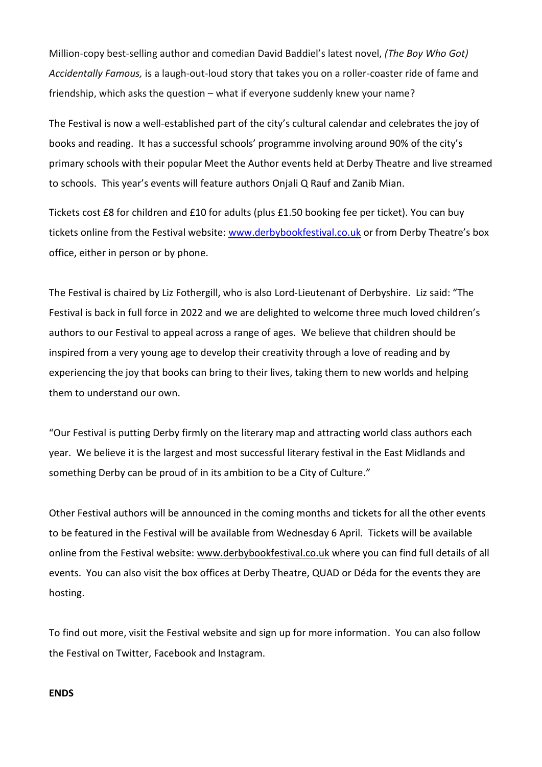Million-copy best-selling author and comedian David Baddiel's latest novel, *(The Boy Who Got) Accidentally Famous,* is a laugh-out-loud story that takes you on a roller-coaster ride of fame and friendship, which asks the question – what if everyone suddenly knew your name?

The Festival is now a well-established part of the city's cultural calendar and celebrates the joy of books and reading. It has a successful schools' programme involving around 90% of the city's primary schools with their popular Meet the Author events held at Derby Theatre and live streamed to schools. This year's events will feature authors Onjali Q Rauf and Zanib Mian.

Tickets cost £8 for children and £10 for adults (plus £1.50 booking fee per ticket). You can buy tickets online from the Festival website: [www.derbybookfestival.co.uk](http://www.derbybookfestival.co.uk) or from Derby Theatre's box office, either in person or by phone.

The Festival is chaired by Liz Fothergill, who is also Lord-Lieutenant of Derbyshire. Liz said: "The Festival is back in full force in 2022 and we are delighted to welcome three much loved children's authors to our Festival to appeal across a range of ages. We believe that children should be inspired from a very young age to develop their creativity through a love of reading and by experiencing the joy that books can bring to their lives, taking them to new worlds and helping them to understand our own.

"Our Festival is putting Derby firmly on the literary map and attracting world class authors each year. We believe it is the largest and most successful literary festival in the East Midlands and something Derby can be proud of in its ambition to be a City of Culture."

Other Festival authors will be announced in the coming months and tickets for all the other events to be featured in the Festival will be available from Wednesday 6 April. Tickets will be available online from the Festival website: www.derbybookfestival.co.uk where you can find full details of all events. You can also visit the box offices at Derby Theatre, QUAD or Déda for the events they are hosting.

To find out more, visit the Festival website and sign up for more information. You can also follow the Festival on Twitter, Facebook and Instagram.

**ENDS**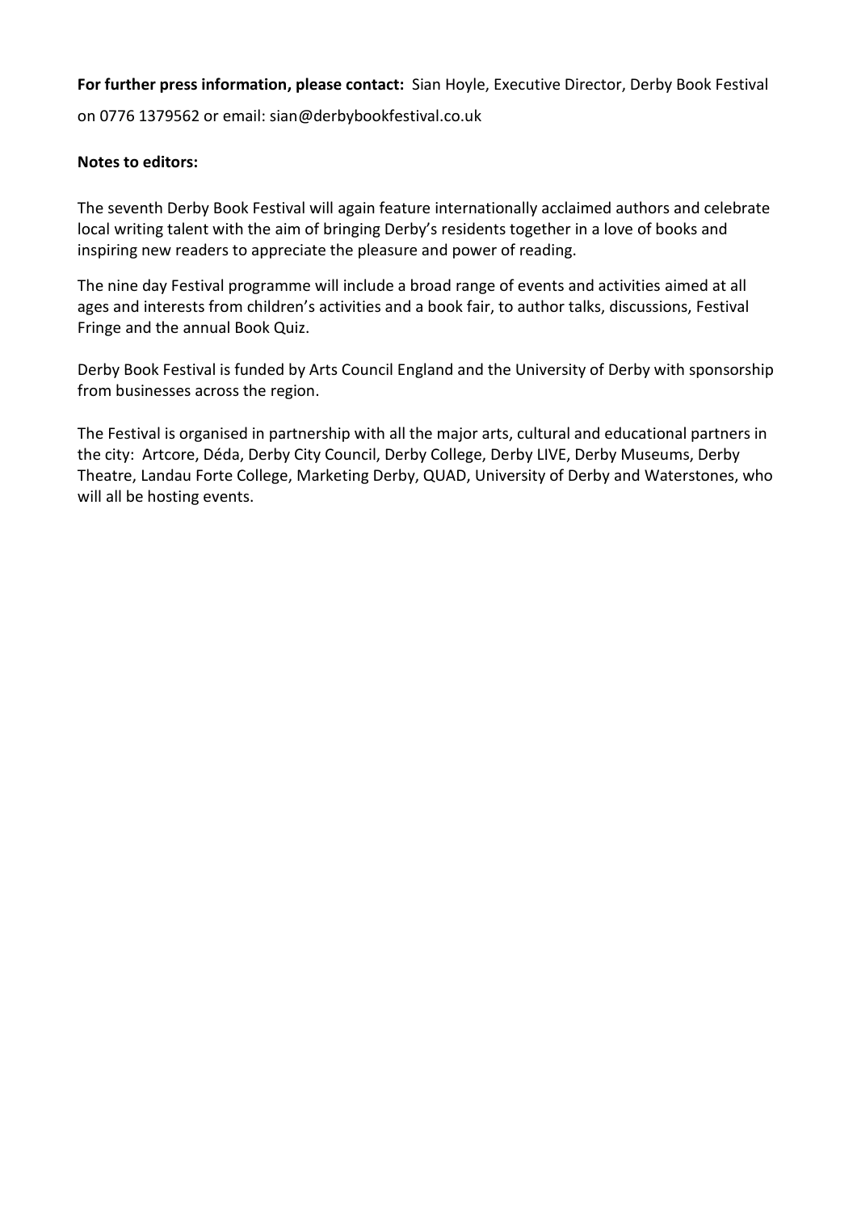**For further press information, please contact:** Sian Hoyle, Executive Director, Derby Book Festival on 0776 1379562 or email: sian@derbybookfestival.co.uk

**Notes to editors:**

The seventh Derby Book Festival will again feature internationally acclaimed authors and celebrate local writing talent with the aim of bringing Derby's residents together in a love of books and inspiring new readers to appreciate the pleasure and power of reading.

The nine day Festival programme will include a broad range of events and activities aimed at all ages and interests from children's activities and a book fair, to author talks, discussions, Festival Fringe and the annual Book Quiz.

Derby Book Festival is funded by Arts Council England and the University of Derby with sponsorship from businesses across the region.

The Festival is organised in partnership with all the major arts, cultural and educational partners in the city: Artcore, Déda, Derby City Council, Derby College, Derby LIVE, Derby Museums, Derby Theatre, Landau Forte College, Marketing Derby, QUAD, University of Derby and Waterstones, who will all be hosting events.